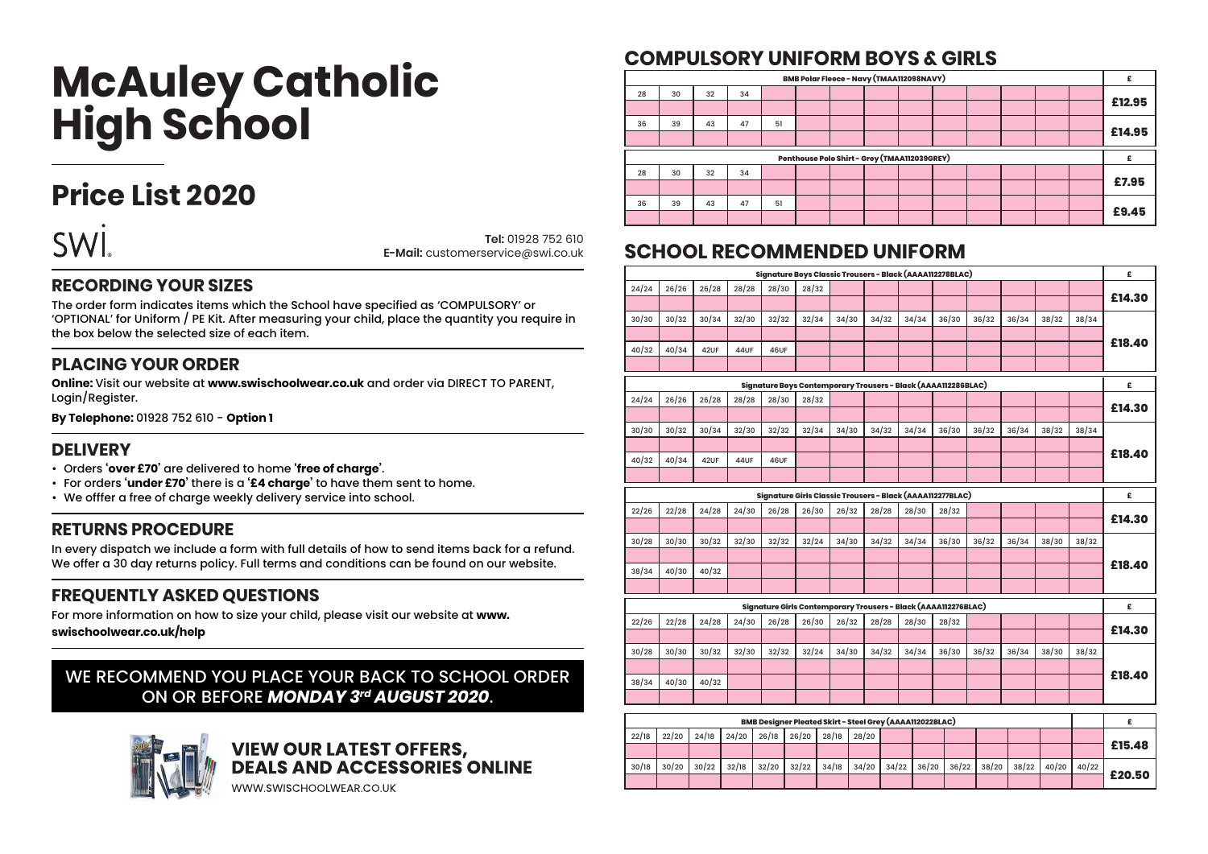# McAuley Catholic High School

## Price List 2020

SWI

**Tel:** 01928 752 610
**E-Mail:** customerservice@swi.co.uk

## RECORDING YOUR SIZES

The order form indicates items which the School have specified as 'COMPULSORY' or 'OPTIONAL' for Uniform / PE Kit. After measuring your child, place the quantity you require in the box below the selected size of each item.

## PLACING YOUR ORDER

**Online:** Visit our website at **www.swischoolwear.co.uk** and order via DIRECT TO PARENT, Login/Register.

**By Telephone:** 01928 752 610 - **Option 1**

## DELIVERY

- Orders '**over £70**' are delivered to home '**free of charge**'.
- For orders '**under £70**' there is a '**£4 charge**' to have them sent to home.
- We offfer a free of charge weekly delivery service into school.

## RETURNS PROCEDURE

In every dispatch we include a form with full details of how to send items back for a refund. We offer a 30 day returns policy. Full terms and conditions can be found on our website.

## FREQUENTLY ASKED QUESTIONS

For more information on how to size your child, please visit our website at **www.swischoolwear.co.uk/help**

WE RECOMMEND YOU PLACE YOUR BACK TO SCHOOL ORDER ON OR BEFORE ***MONDAY 3rd AUGUST 2020***.

## VIEW OUR LATEST OFFERS, DEALS AND ACCESSORIES ONLINE

WWW.SWISCHOOLWEAR.CO.UK

## COMPULSORY UNIFORM BOYS & GIRLS

| BMB Polar Fleece - Navy (TMAA112098NAVY) | | | | | £ |
|---|---|---|---|---|---|
| 28 | 30 | 32 | 34 | | £12.95 |
| 36 | 39 | 43 | 47 | 51 | £14.95 |

| Penthouse Polo Shirt - Grey (TMAA112039GREY) | | | | | £ |
|---|---|---|---|---|---|
| 28 | 30 | 32 | 34 | | £7.95 |
| 36 | 39 | 43 | 47 | 51 | £9.45 |

## SCHOOL RECOMMENDED UNIFORM

| Signature Boys Classic Trousers - Black (AAAA112278BLAC) | | | | | | | | | | | | | | £ |
|---|---|---|---|---|---|---|---|---|---|---|---|---|---|---|
| 24/24 | 26/26 | 26/28 | 28/28 | 28/30 | 28/32 | | | | | | | | | £14.30 |
| 30/30 | 30/32 | 30/34 | 32/30 | 32/32 | 32/34 | 34/30 | 34/32 | 34/34 | 36/30 | 36/32 | 36/34 | 38/32 | 38/34 | £18.40 |
| 40/32 | 40/34 | 42UF | 44UF | 46UF | | | | | | | | | | £18.40 |

| Signature Boys Contemporary Trousers - Black (AAAA112286BLAC) | | | | | | | | | | | | | | £ |
|---|---|---|---|---|---|---|---|---|---|---|---|---|---|---|
| 24/24 | 26/26 | 26/28 | 28/28 | 28/30 | 28/32 | | | | | | | | | £14.30 |
| 30/30 | 30/32 | 30/34 | 32/30 | 32/32 | 32/34 | 34/30 | 34/32 | 34/34 | 36/30 | 36/32 | 36/34 | 38/32 | 38/34 | £18.40 |
| 40/32 | 40/34 | 42UF | 44UF | 46UF | | | | | | | | | | £18.40 |

| Signature Girls Classic Trousers - Black (AAAA112277BLAC) | | | | | | | | | | | | | | £ |
|---|---|---|---|---|---|---|---|---|---|---|---|---|---|---|
| 22/26 | 22/28 | 24/28 | 24/30 | 26/28 | 26/30 | 26/32 | 28/28 | 28/30 | 28/32 | | | | | £14.30 |
| 30/28 | 30/30 | 30/32 | 32/30 | 32/32 | 32/24 | 34/30 | 34/32 | 34/34 | 36/30 | 36/32 | 36/34 | 38/30 | 38/32 | £18.40 |
| 38/34 | 40/30 | 40/32 | | | | | | | | | | | | £18.40 |

| Signature Girls Contemporary Trousers - Black (AAAA112276BLAC) | | | | | | | | | | | | | | £ |
|---|---|---|---|---|---|---|---|---|---|---|---|---|---|---|
| 22/26 | 22/28 | 24/28 | 24/30 | 26/28 | 26/30 | 26/32 | 28/28 | 28/30 | 28/32 | | | | | £14.30 |
| 30/28 | 30/30 | 30/32 | 32/30 | 32/32 | 32/24 | 34/30 | 34/32 | 34/34 | 36/30 | 36/32 | 36/34 | 38/30 | 38/32 | £18.40 |
| 38/34 | 40/30 | 40/32 | | | | | | | | | | | | £18.40 |

| BMB Designer Pleated Skirt - Steel Grey (AAAA112022BLAC) | | | | | | | | | | | | | | | £ |
|---|---|---|---|---|---|---|---|---|---|---|---|---|---|---|---|
| 22/18 | 22/20 | 24/18 | 24/20 | 26/18 | 26/20 | 28/18 | 28/20 | | | | | | | | £15.48 |
| 30/18 | 30/20 | 30/22 | 32/18 | 32/20 | 32/22 | 34/18 | 34/20 | 34/22 | 36/20 | 36/22 | 38/20 | 38/22 | 40/20 | 40/22 | £20.50 |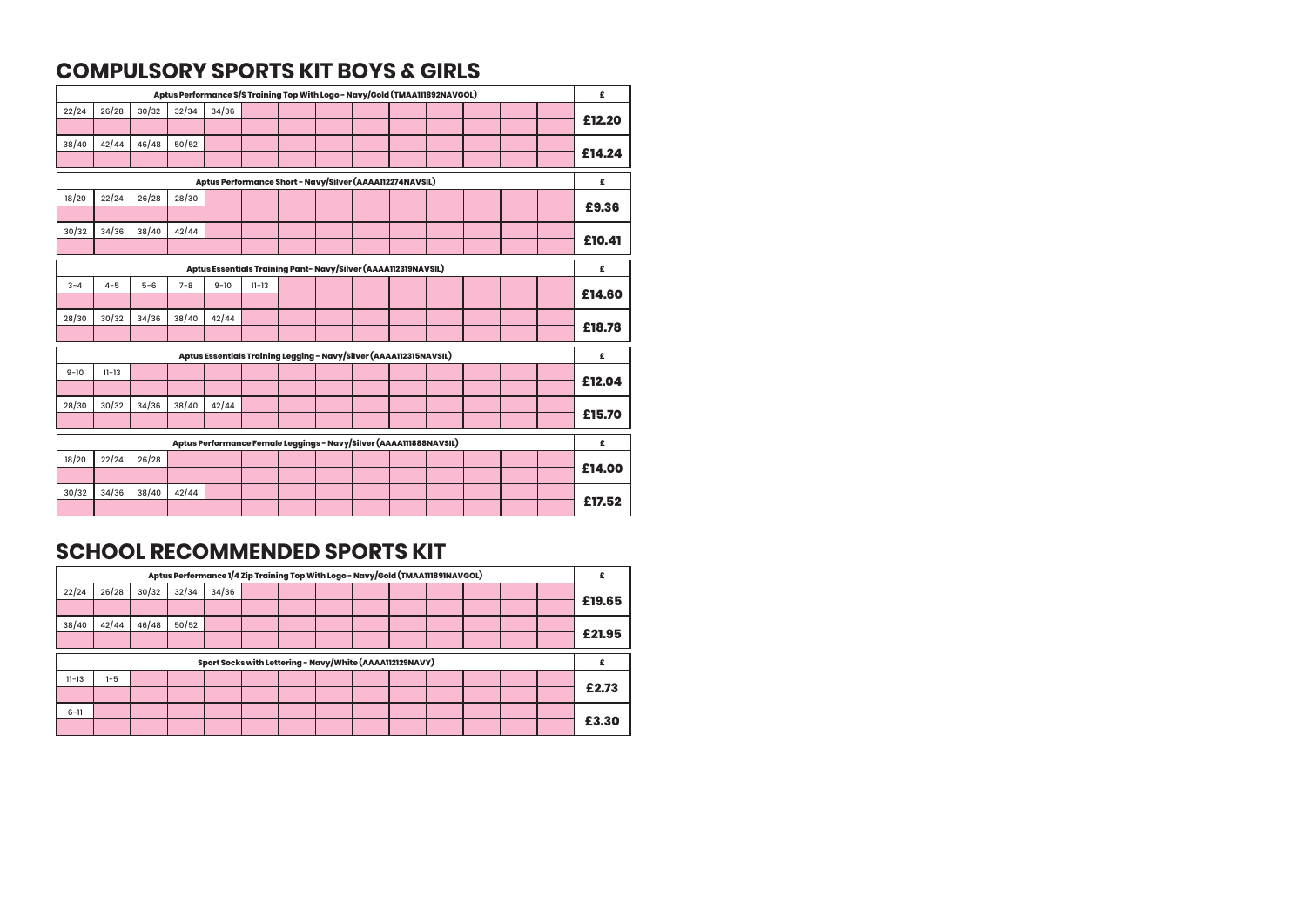## COMPULSORY SPORTS KIT BOYS & GIRLS

| Aptus Performance S/S Training Top With Logo - Navy/Gold (TMAA111892NAVGOL) | | | | | | | | | | | | | | £ |
|---|---|---|---|---|---|---|---|---|---|---|---|---|---|---|
| 22/24 | 26/28 | 30/32 | 32/34 | 34/36 | | | | | | | | | | £12.20 |
| | | | | | | | | | | | | | | |
| 38/40 | 42/44 | 46/48 | 50/52 | | | | | | | | | | | £14.24 |
| | | | | | | | | | | | | | | |

| Aptus Performance Short - Navy/Silver (AAAA112274NAVSIL) | | | | | | | | | | | | | | £ |
|---|---|---|---|---|---|---|---|---|---|---|---|---|---|---|
| 18/20 | 22/24 | 26/28 | 28/30 | | | | | | | | | | | £9.36 |
| | | | | | | | | | | | | | | |
| 30/32 | 34/36 | 38/40 | 42/44 | | | | | | | | | | | £10.41 |
| | | | | | | | | | | | | | | |

| Aptus Essentials Training Pant- Navy/Silver (AAAA112319NAVSIL) | | | | | | | | | | | | | | £ |
|---|---|---|---|---|---|---|---|---|---|---|---|---|---|---|
| 3-4 | 4-5 | 5-6 | 7-8 | 9-10 | 11-13 | | | | | | | | | £14.60 |
| | | | | | | | | | | | | | | |
| 28/30 | 30/32 | 34/36 | 38/40 | 42/44 | | | | | | | | | | £18.78 |
| | | | | | | | | | | | | | | |

| Aptus Essentials Training Legging - Navy/Silver (AAAA112315NAVSIL) | | | | | | | | | | | | | | £ |
|---|---|---|---|---|---|---|---|---|---|---|---|---|---|---|
| 9-10 | 11-13 | | | | | | | | | | | | | £12.04 |
| | | | | | | | | | | | | | | |
| 28/30 | 30/32 | 34/36 | 38/40 | 42/44 | | | | | | | | | | £15.70 |
| | | | | | | | | | | | | | | |

| Aptus Performance Female Leggings - Navy/Silver (AAAA111888NAVSIL) | | | | | | | | | | | | | | £ |
|---|---|---|---|---|---|---|---|---|---|---|---|---|---|---|
| 18/20 | 22/24 | 26/28 | | | | | | | | | | | | £14.00 |
| | | | | | | | | | | | | | | |
| 30/32 | 34/36 | 38/40 | 42/44 | | | | | | | | | | | £17.52 |
| | | | | | | | | | | | | | | |

## SCHOOL RECOMMENDED SPORTS KIT

| Aptus Performance 1/4 Zip Training Top With Logo - Navy/Gold (TMAA111891NAVGOL) | | | | | | | | | | | | | | £ |
|---|---|---|---|---|---|---|---|---|---|---|---|---|---|---|
| 22/24 | 26/28 | 30/32 | 32/34 | 34/36 | | | | | | | | | | £19.65 |
| | | | | | | | | | | | | | | |
| 38/40 | 42/44 | 46/48 | 50/52 | | | | | | | | | | | £21.95 |
| | | | | | | | | | | | | | | |

| Sport Socks with Lettering - Navy/White (AAAA112129NAVY) | | | | | | | | | | | | | | £ |
|---|---|---|---|---|---|---|---|---|---|---|---|---|---|---|
| 11-13 | 1-5 | | | | | | | | | | | | | £2.73 |
| | | | | | | | | | | | | | | |
| 6-11 | | | | | | | | | | | | | | £3.30 |
| | | | | | | | | | | | | | | |